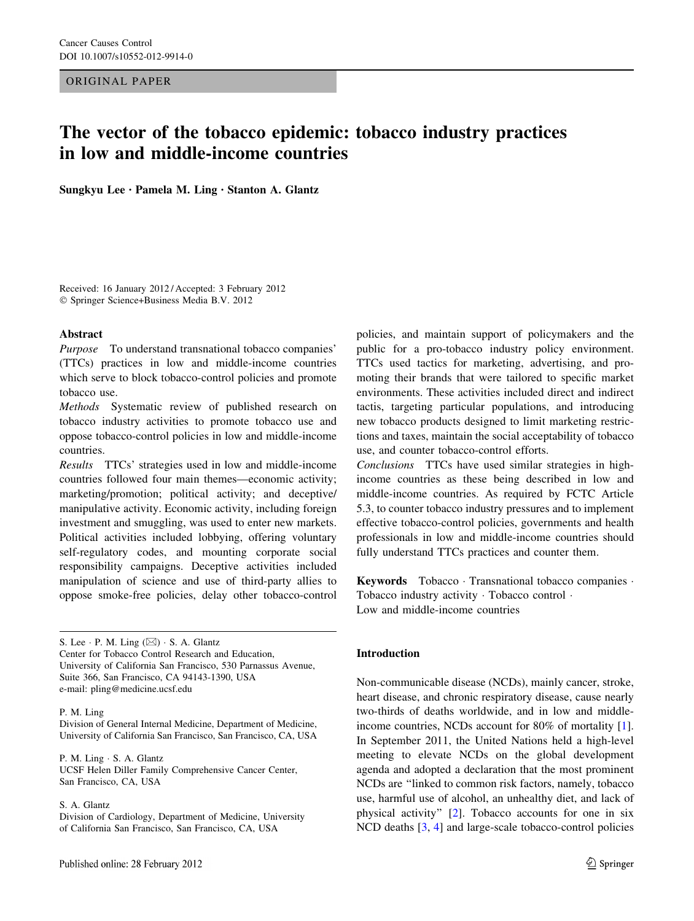Cancer Causes Control
DOI 10.1007/s10552-012-9914-0

ORIGINAL PAPER

# The vector of the tobacco epidemic: tobacco industry practices in low and middle-income countries

**Sungkyu Lee · Pamela M. Ling · Stanton A. Glantz**

Received: 16 January 2012 / Accepted: 3 February 2012
© Springer Science+Business Media B.V. 2012

## Abstract

*Purpose* To understand transnational tobacco companies' (TTCs) practices in low and middle-income countries which serve to block tobacco-control policies and promote tobacco use.

*Methods* Systematic review of published research on tobacco industry activities to promote tobacco use and oppose tobacco-control policies in low and middle-income countries.

*Results* TTCs' strategies used in low and middle-income countries followed four main themes—economic activity; marketing/promotion; political activity; and deceptive/manipulative activity. Economic activity, including foreign investment and smuggling, was used to enter new markets. Political activities included lobbying, offering voluntary self-regulatory codes, and mounting corporate social responsibility campaigns. Deceptive activities included manipulation of science and use of third-party allies to oppose smoke-free policies, delay other tobacco-control policies, and maintain support of policymakers and the public for a pro-tobacco industry policy environment. TTCs used tactics for marketing, advertising, and promoting their brands that were tailored to specific market environments. These activities included direct and indirect tactis, targeting particular populations, and introducing new tobacco products designed to limit marketing restrictions and taxes, maintain the social acceptability of tobacco use, and counter tobacco-control efforts.

*Conclusions* TTCs have used similar strategies in high-income countries as these being described in low and middle-income countries. As required by FCTC Article 5.3, to counter tobacco industry pressures and to implement effective tobacco-control policies, governments and health professionals in low and middle-income countries should fully understand TTCs practices and counter them.

**Keywords** Tobacco · Transnational tobacco companies · Tobacco industry activity · Tobacco control · Low and middle-income countries

---

S. Lee · P. M. Ling (✉) · S. A. Glantz
Center for Tobacco Control Research and Education, University of California San Francisco, 530 Parnassus Avenue, Suite 366, San Francisco, CA 94143-1390, USA
e-mail: pling@medicine.ucsf.edu

P. M. Ling
Division of General Internal Medicine, Department of Medicine, University of California San Francisco, San Francisco, CA, USA

P. M. Ling · S. A. Glantz
UCSF Helen Diller Family Comprehensive Cancer Center, San Francisco, CA, USA

S. A. Glantz
Division of Cardiology, Department of Medicine, University of California San Francisco, San Francisco, CA, USA

## Introduction

Non-communicable disease (NCDs), mainly cancer, stroke, heart disease, and chronic respiratory disease, cause nearly two-thirds of deaths worldwide, and in low and middle-income countries, NCDs account for 80% of mortality [1]. In September 2011, the United Nations held a high-level meeting to elevate NCDs on the global development agenda and adopted a declaration that the most prominent NCDs are "linked to common risk factors, namely, tobacco use, harmful use of alcohol, an unhealthy diet, and lack of physical activity" [2]. Tobacco accounts for one in six NCD deaths [3, 4] and large-scale tobacco-control policies

Published online: 28 February 2012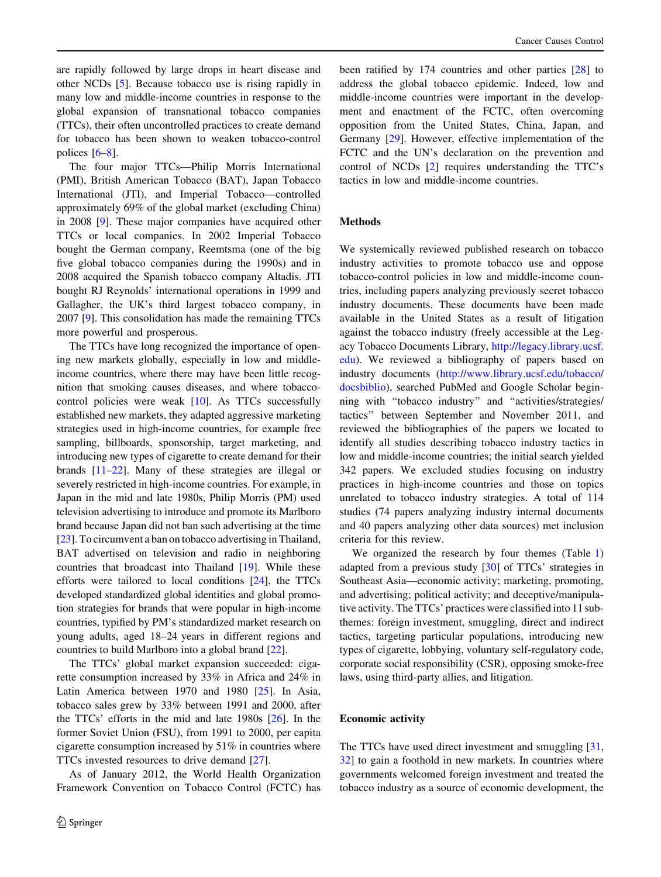are rapidly followed by large drops in heart disease and other NCDs [5]. Because tobacco use is rising rapidly in many low and middle-income countries in response to the global expansion of transnational tobacco companies (TTCs), their often uncontrolled practices to create demand for tobacco has been shown to weaken tobacco-control polices [6–8].

The four major TTCs—Philip Morris International (PMI), British American Tobacco (BAT), Japan Tobacco International (JTI), and Imperial Tobacco—controlled approximately 69% of the global market (excluding China) in 2008 [9]. These major companies have acquired other TTCs or local companies. In 2002 Imperial Tobacco bought the German company, Reemtsma (one of the big five global tobacco companies during the 1990s) and in 2008 acquired the Spanish tobacco company Altadis. JTI bought RJ Reynolds' international operations in 1999 and Gallagher, the UK's third largest tobacco company, in 2007 [9]. This consolidation has made the remaining TTCs more powerful and prosperous.

The TTCs have long recognized the importance of opening new markets globally, especially in low and middle-income countries, where there may have been little recognition that smoking causes diseases, and where tobacco-control policies were weak [10]. As TTCs successfully established new markets, they adapted aggressive marketing strategies used in high-income countries, for example free sampling, billboards, sponsorship, target marketing, and introducing new types of cigarette to create demand for their brands [11–22]. Many of these strategies are illegal or severely restricted in high-income countries. For example, in Japan in the mid and late 1980s, Philip Morris (PM) used television advertising to introduce and promote its Marlboro brand because Japan did not ban such advertising at the time [23]. To circumvent a ban on tobacco advertising in Thailand, BAT advertised on television and radio in neighboring countries that broadcast into Thailand [19]. While these efforts were tailored to local conditions [24], the TTCs developed standardized global identities and global promotion strategies for brands that were popular in high-income countries, typified by PM's standardized market research on young adults, aged 18–24 years in different regions and countries to build Marlboro into a global brand [22].

The TTCs' global market expansion succeeded: cigarette consumption increased by 33% in Africa and 24% in Latin America between 1970 and 1980 [25]. In Asia, tobacco sales grew by 33% between 1991 and 2000, after the TTCs' efforts in the mid and late 1980s [26]. In the former Soviet Union (FSU), from 1991 to 2000, per capita cigarette consumption increased by 51% in countries where TTCs invested resources to drive demand [27].

As of January 2012, the World Health Organization Framework Convention on Tobacco Control (FCTC) has been ratified by 174 countries and other parties [28] to address the global tobacco epidemic. Indeed, low and middle-income countries were important in the development and enactment of the FCTC, often overcoming opposition from the United States, China, Japan, and Germany [29]. However, effective implementation of the FCTC and the UN's declaration on the prevention and control of NCDs [2] requires understanding the TTC's tactics in low and middle-income countries.

## Methods

We systemically reviewed published research on tobacco industry activities to promote tobacco use and oppose tobacco-control policies in low and middle-income countries, including papers analyzing previously secret tobacco industry documents. These documents have been made available in the United States as a result of litigation against the tobacco industry (freely accessible at the Legacy Tobacco Documents Library, http://legacy.library.ucsf.edu). We reviewed a bibliography of papers based on industry documents (http://www.library.ucsf.edu/tobacco/docsbiblio), searched PubMed and Google Scholar beginning with "tobacco industry" and "activities/strategies/tactics" between September and November 2011, and reviewed the bibliographies of the papers we located to identify all studies describing tobacco industry tactics in low and middle-income countries; the initial search yielded 342 papers. We excluded studies focusing on industry practices in high-income countries and those on topics unrelated to tobacco industry strategies. A total of 114 studies (74 papers analyzing industry internal documents and 40 papers analyzing other data sources) met inclusion criteria for this review.

We organized the research by four themes (Table 1) adapted from a previous study [30] of TTCs' strategies in Southeast Asia—economic activity; marketing, promoting, and advertising; political activity; and deceptive/manipulative activity. The TTCs' practices were classified into 11 subthemes: foreign investment, smuggling, direct and indirect tactics, targeting particular populations, introducing new types of cigarette, lobbying, voluntary self-regulatory code, corporate social responsibility (CSR), opposing smoke-free laws, using third-party allies, and litigation.

## Economic activity

The TTCs have used direct investment and smuggling [31, 32] to gain a foothold in new markets. In countries where governments welcomed foreign investment and treated the tobacco industry as a source of economic development, the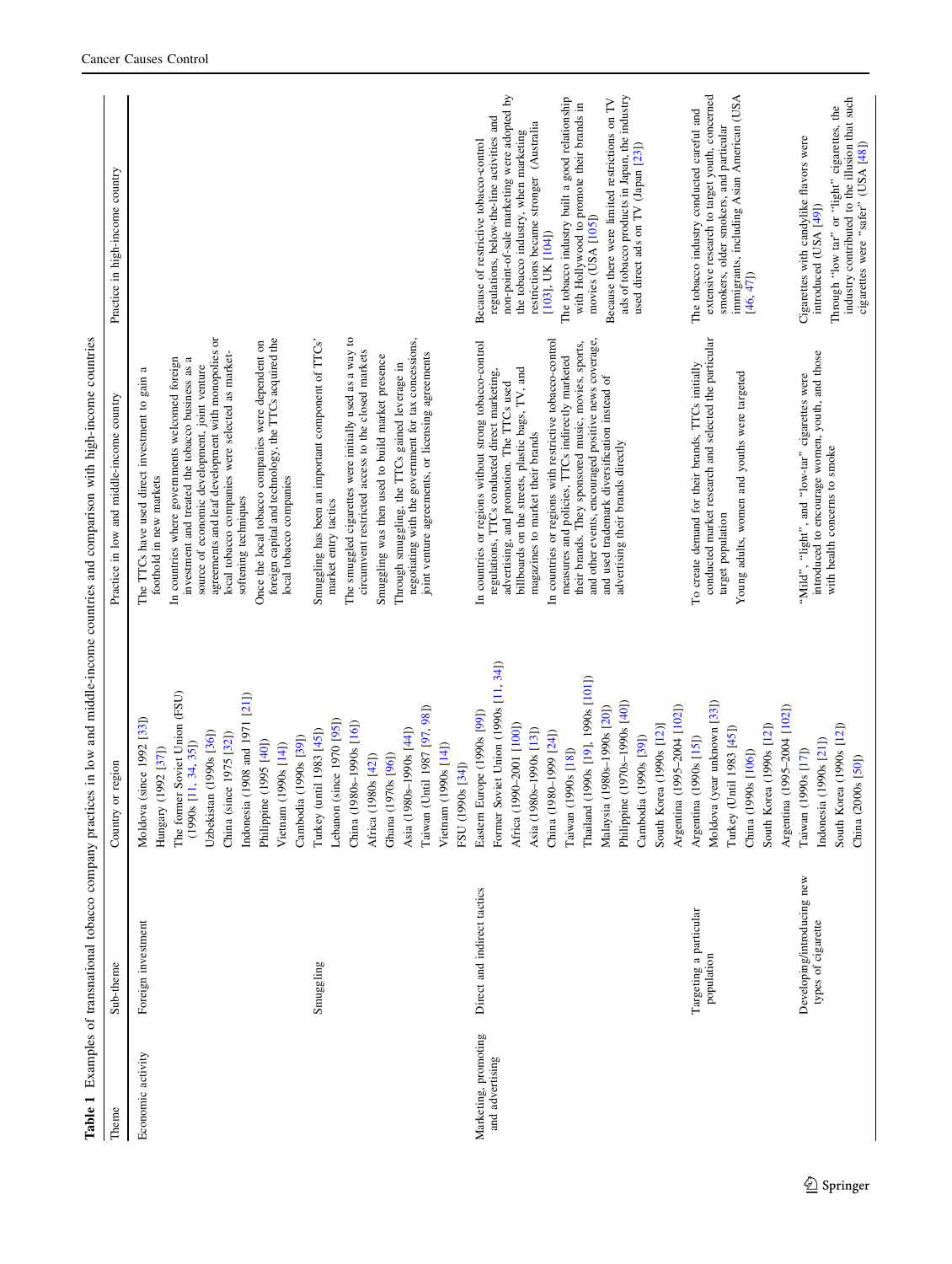**Table 1** Examples of transnational tobacco company practices in low and middle-income countries and comparison with high-income countries

| Theme | Sub-theme | Country or region | Practice in low and middle-income country | Practice in high-income country |
|---|---|---|---|---|
| Economic activity | Foreign investment | Moldova (since 1992 [33])<br>Hungary (1992 [37])<br>The former Soviet Union (FSU) (1990s [11, 34, 35])<br>Uzbekistan (1990s [36])<br>China (since 1975 [32])<br>Indonesia (1908 and 1971 [21])<br>Philippine (1995 [40])<br>Vietnam (1990s [14])<br>Cambodia (1990s [39]) | The TTCs have used direct investment to gain a foothold in new markets<br>In countries where governments welcomed foreign investment and treated the tobacco business as a source of economic development, joint venture agreements and leaf development with monopolies or local tobacco companies were selected as market-softening techniques<br>Once the local tobacco companies were dependent on foreign capital and technology, the TTCs acquired the local tobacco companies | |
| | Smuggling | Turkey (until 1983 [45])<br>Lebanon (since 1970 [95])<br>China (1980s–1990s [16])<br>Africa (1980s [42])<br>Ghana (1970s [96])<br>Asia (1980s–1990s [44])<br>Taiwan (Until 1987 [97, 98])<br>Vietnam (1990s [14])<br>FSU (1990s [34]) | Smuggling has been an important component of TTCs' market entry tactics<br>The smuggled cigarettes were initially used as a way to circumvent restricted access to the closed markets<br>Smuggling was then used to build market presence<br>Through smuggling, the TTCs gained leverage in negotiating with the government for tax concessions, joint venture agreements, or licensing agreements | |
| Marketing, promoting and advertising | Direct and indirect tactics | Eastern Europe (1990s [99])<br>Former Soviet Union (1990s [11, 34])<br>Africa (1990–2001 [100])<br>Asia (1980s–1990s [13])<br>China (1980–1999 [24])<br>Taiwan (1990s [18])<br>Thailand (1990s [19], 1990s [101])<br>Malaysia (1980s–1990s [20])<br>Philippine (1970s–1990s [40])<br>Cambodia (1990s [39])<br>South Korea (1990s [12])<br>Argentina (1995–2004 [102]) | In countries or regions without strong tobacco-control regulations, TTCs conducted direct marketing, advertising, and promotion. The TTCs used billboards on the streets, plastic bags, TV, and magazines to market their brands<br>In countries or regions with restrictive tobacco-control measures and policies, TTCs indirectly marketed their brands. They sponsored music, movies, sports, and other events, encouraged positive news coverage, and used trademark diversification instead of advertising their brands directly | Because of restrictive tobacco-control regulations, below-the-line activities and non-point-of-sale marketing were adopted by the tobacco industry, when marketing restrictions became stronger (Australia [103], UK [104])<br>The tobacco industry built a good relationship with Hollywood to promote their brands in movies (USA [105])<br>Because there were limited restrictions on TV ads of tobacco products in Japan, the industry used direct ads on TV (Japan [23]) |
| | Targeting a particular population | Argentina (1990s [15])<br>Moldova (year unknown [33])<br>Turkey (Until 1983 [45])<br>China (1990s [106])<br>South Korea (1990s [12])<br>Argentina (1995–2004 [102]) | To create demand for their brands, TTCs initially conducted market research and selected the particular target population<br>Young adults, women and youths were targeted | The tobacco industry conducted careful and extensive research to target youth, concerned smokers, older smokers, and particular immigrants, including Asian American (USA [46, 47]) |
| | Developing/introducing new types of cigarette | Taiwan (1990s [17])<br>Indonesia (1990s [21])<br>South Korea (1990s [12])<br>China (2000s [50]) | "Mild", "light", and "low-tar" cigarettes were introduced to encourage women, youth, and those with health concerns to smoke | Cigarettes with candylike flavors were introduced (USA [49])<br>Through "low tar" or "light" cigarettes, the industry contributed to the illusion that such cigarettes were "safer" (USA [48]) |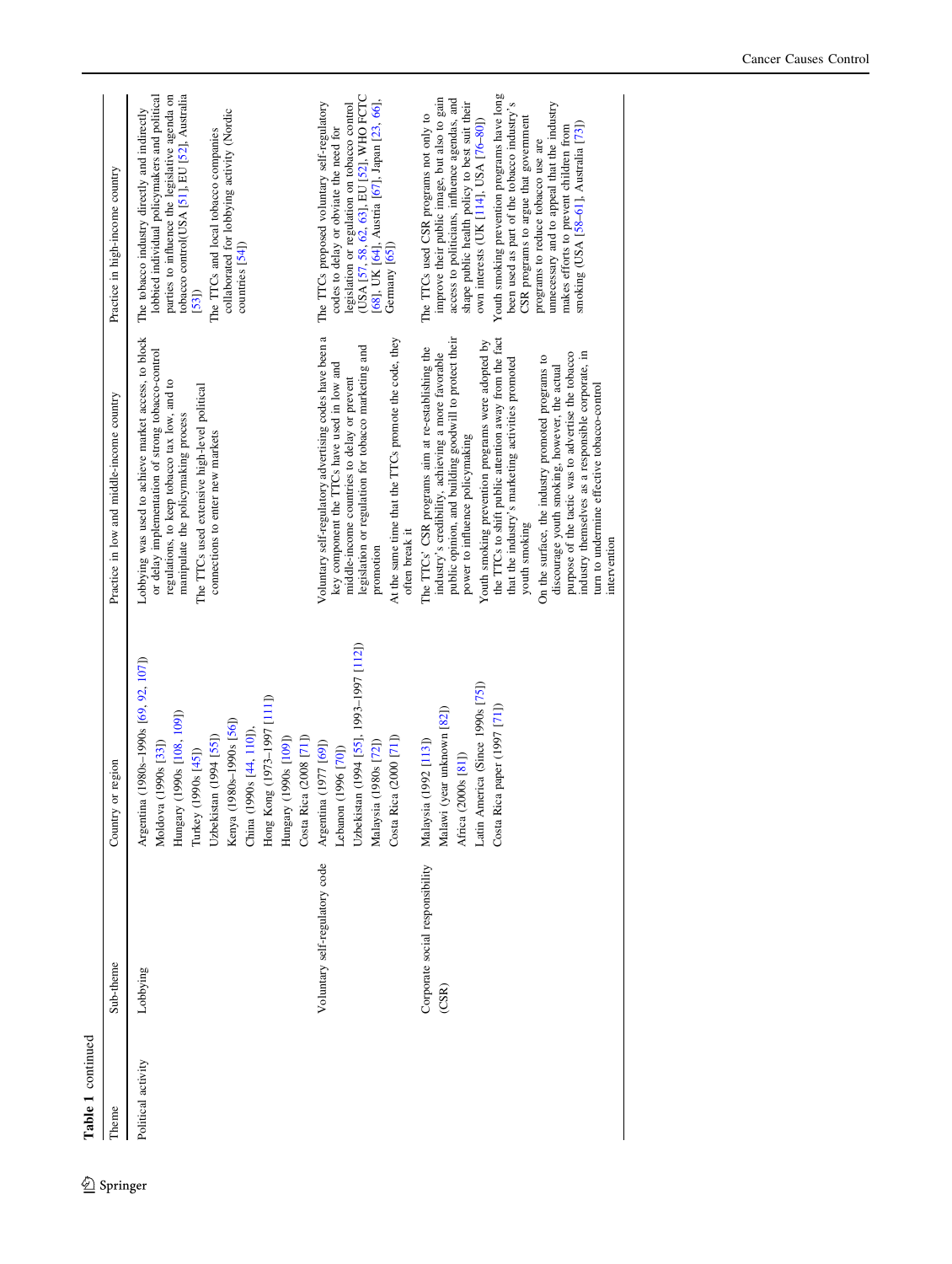**Table 1** continued

| Theme | Sub-theme | Country or region | Practice in low and middle-income country | Practice in high-income country |
|---|---|---|---|---|
| Political activity | Lobbying | Argentina (1980s–1990s [69, 92, 107])<br>Moldova (1990s [33])<br>Hungary (1990s [108, 109])<br>Turkey (1990s [45])<br>Uzbekistan (1994 [55])<br>Kenya (1980s–1990s [56])<br>China (1990s [44, 110]),<br>Hong Kong (1973–1997 [111])<br>Hungary (1990s [109])<br>Costa Rica (2008 [71]) | Lobbying was used to achieve market access, to block or delay implementation of strong tobacco-control regulations, to keep tobacco tax low, and to manipulate the policymaking process<br>The TTCs used extensive high-level political connections to enter new markets | The tobacco industry directly and indirectly lobbied individual policymakers and political parties to influence the legislative agenda on tobacco control(USA [51], EU [52], Australia [53])<br>The TTCs and local tobacco companies collaborated for lobbying activity (Nordic countries [54]) |
| | Voluntary self-regulatory code | Argentina (1977 [69])<br>Lebanon (1996 [70])<br>Uzbekistan (1994 [55], 1993–1997 [112])<br>Malaysia (1980s [72])<br>Costa Rica (2000 [71]) | Voluntary self-regulatory advertising codes have been a key component the TTCs have used in low and middle-income countries to delay or prevent legislation or regulation for tobacco marketing and promotion<br>At the same time that the TTCs promote the code, they often break it | The TTCs proposed voluntary self-regulatory codes to delay or obviate the need for legislation or regulation on tobacco control (USA [57, 58, 62, 63], EU [52], WHO FCTC [68], UK [64], Austria [67], Japan [23, 66], Germany [65]) |
| | Corporate social responsibility (CSR) | Malaysia (1992 [113])<br>Malawi (year unknown [82])<br>Africa (2000s [81])<br>Latin America (Since 1990s [75])<br>Costa Rica paper (1997 [71]) | The TTCs' CSR programs aim at re-establishing the industry's credibility, achieving a more favorable public opinion, and building goodwill to protect their power to influence policymaking<br>Youth smoking prevention programs were adopted by the TTCs to shift public attention away from the fact that the industry's marketing activities promoted youth smoking<br>On the surface, the industry promoted programs to discourage youth smoking, however, the actual purpose of the tactic was to advertise the tobacco industry themselves as a responsible corporate, in turn to undermine effective tobacco-control intervention | The TTCs used CSR programs not only to improve their public image, but also to gain access to politicians, influence agendas, and shape public health policy to best suit their own interests (UK [114], USA [76–80])<br>Youth smoking prevention programs have long been used as part of the tobacco industry's CSR programs to argue that government programs to reduce tobacco use are unnecessary and to appeal that the industry makes efforts to prevent children from smoking (USA [58–61], Australia [73]) |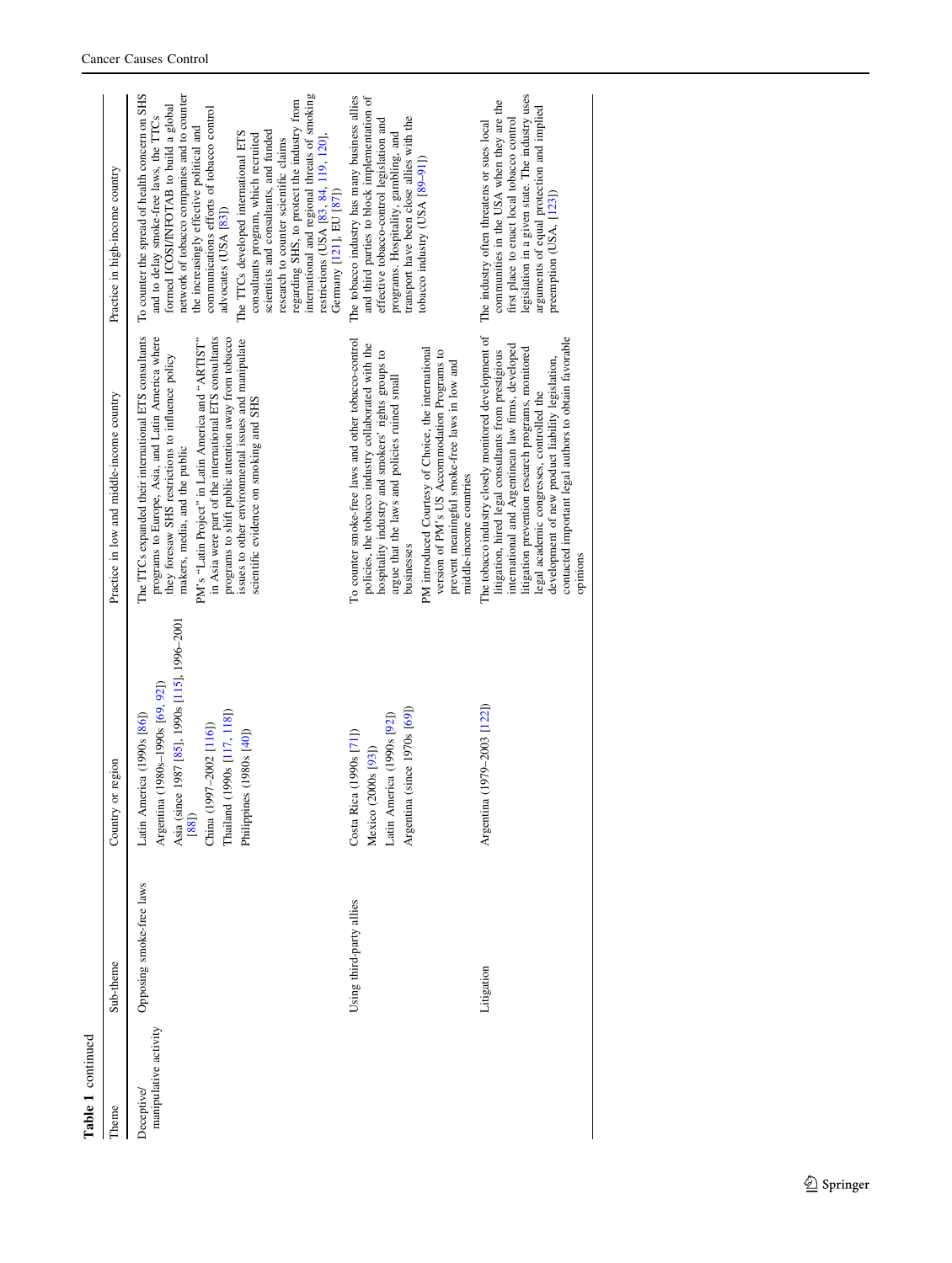**Table 1** continued

| Theme | Sub-theme | Country or region | Practice in low and middle-income country | Practice in high-income country |
|---|---|---|---|---|
| Deceptive/ manipulative activity | Opposing smoke-free laws | Latin America (1990s [86])<br>Argentina (1980s–1990s [69, 92])<br>Asia (since 1987 [85], 1990s [115], 1996–2001 [88])<br>China (1997–2002 [116])<br>Thailand (1990s [117, 118])<br>Philippines (1980s [40]) | The TTCs expanded their international ETS consultants programs to Europe, Asia, and Latin America where they foresaw SHS restrictions to influence policy makers, media, and the public<br>PM's "Latin Project" in Latin America and "ARTIST" in Asia were part of the international ETS consultants programs to shift public attention away from tobacco issues to other environmental issues and manipulate scientific evidence on smoking and SHS | To counter the spread of health concern on SHS and to delay smoke-free laws, the TTCs formed ICOSI/INFOTAB to build a global network of tobacco companies and to counter the increasingly effective political and communications efforts of tobacco control advocates (USA [83])<br>The TTCs developed international ETS consultants program, which recruited scientists and consultants, and funded research to counter scientific claims regarding SHS, to protect the industry from international and regional threats of smoking restrictions (USA [83, 84, 119, 120], Germany [121], EU [87]) |
| | Using third-party allies | Costa Rica (1990s [71])<br>Mexico (2000s [93])<br>Latin America (1990s [92])<br>Argentina (since 1970s [69]) | To counter smoke-free laws and other tobacco-control policies, the tobacco industry collaborated with the hospitality industry and smokers' rights groups to argue that the laws and policies ruined small businesses<br>PM introduced Courtesy of Choice, the international version of PM's US Accommodation Programs to prevent meaningful smoke-free laws in low and middle-income countries | The tobacco industry has many business allies and third parties to block implementation of effective tobacco-control legislation and programs. Hospitality, gambling, and transport have been close allies with the tobacco industry (USA [89–91]) |
| | Litigation | Argentina (1979–2003 [122]) | The tobacco industry closely monitored development of litigation, hired legal consultants from prestigious international and Argentinean law firms, developed litigation prevention research programs, monitored legal academic congresses, controlled the development of new product liability legislation, contacted important legal authors to obtain favorable opinions | The industry often threatens or sues local communities in the USA when they are the first place to enact local tobacco control legislation in a given state. The industry uses arguments of equal protection and implied preemption (USA, [123]) |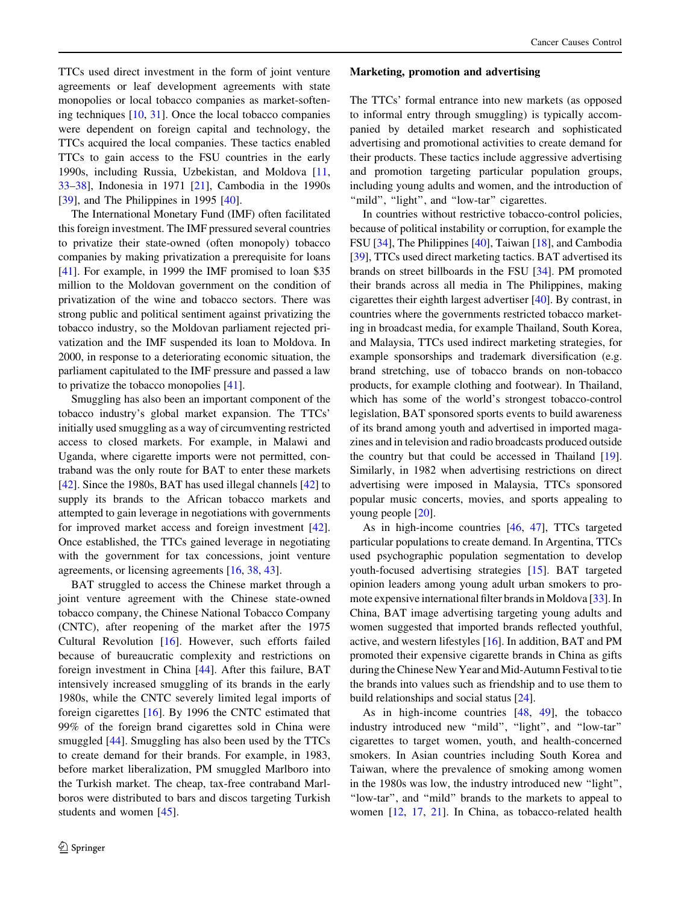TTCs used direct investment in the form of joint venture agreements or leaf development agreements with state monopolies or local tobacco companies as market-softening techniques [10, 31]. Once the local tobacco companies were dependent on foreign capital and technology, the TTCs acquired the local companies. These tactics enabled TTCs to gain access to the FSU countries in the early 1990s, including Russia, Uzbekistan, and Moldova [11, 33–38], Indonesia in 1971 [21], Cambodia in the 1990s [39], and The Philippines in 1995 [40].

The International Monetary Fund (IMF) often facilitated this foreign investment. The IMF pressured several countries to privatize their state-owned (often monopoly) tobacco companies by making privatization a prerequisite for loans [41]. For example, in 1999 the IMF promised to loan $35 million to the Moldovan government on the condition of privatization of the wine and tobacco sectors. There was strong public and political sentiment against privatizing the tobacco industry, so the Moldovan parliament rejected privatization and the IMF suspended its loan to Moldova. In 2000, in response to a deteriorating economic situation, the parliament capitulated to the IMF pressure and passed a law to privatize the tobacco monopolies [41].

Smuggling has also been an important component of the tobacco industry's global market expansion. The TTCs' initially used smuggling as a way of circumventing restricted access to closed markets. For example, in Malawi and Uganda, where cigarette imports were not permitted, contraband was the only route for BAT to enter these markets [42]. Since the 1980s, BAT has used illegal channels [42] to supply its brands to the African tobacco markets and attempted to gain leverage in negotiations with governments for improved market access and foreign investment [42]. Once established, the TTCs gained leverage in negotiating with the government for tax concessions, joint venture agreements, or licensing agreements [16, 38, 43].

BAT struggled to access the Chinese market through a joint venture agreement with the Chinese state-owned tobacco company, the Chinese National Tobacco Company (CNTC), after reopening of the market after the 1975 Cultural Revolution [16]. However, such efforts failed because of bureaucratic complexity and restrictions on foreign investment in China [44]. After this failure, BAT intensively increased smuggling of its brands in the early 1980s, while the CNTC severely limited legal imports of foreign cigarettes [16]. By 1996 the CNTC estimated that 99% of the foreign brand cigarettes sold in China were smuggled [44]. Smuggling has also been used by the TTCs to create demand for their brands. For example, in 1983, before market liberalization, PM smuggled Marlboro into the Turkish market. The cheap, tax-free contraband Marlboros were distributed to bars and discos targeting Turkish students and women [45].

## Marketing, promotion and advertising

The TTCs' formal entrance into new markets (as opposed to informal entry through smuggling) is typically accompanied by detailed market research and sophisticated advertising and promotional activities to create demand for their products. These tactics include aggressive advertising and promotion targeting particular population groups, including young adults and women, and the introduction of "mild", "light", and "low-tar" cigarettes.

In countries without restrictive tobacco-control policies, because of political instability or corruption, for example the FSU [34], The Philippines [40], Taiwan [18], and Cambodia [39], TTCs used direct marketing tactics. BAT advertised its brands on street billboards in the FSU [34]. PM promoted their brands across all media in The Philippines, making cigarettes their eighth largest advertiser [40]. By contrast, in countries where the governments restricted tobacco marketing in broadcast media, for example Thailand, South Korea, and Malaysia, TTCs used indirect marketing strategies, for example sponsorships and trademark diversification (e.g. brand stretching, use of tobacco brands on non-tobacco products, for example clothing and footwear). In Thailand, which has some of the world's strongest tobacco-control legislation, BAT sponsored sports events to build awareness of its brand among youth and advertised in imported magazines and in television and radio broadcasts produced outside the country but that could be accessed in Thailand [19]. Similarly, in 1982 when advertising restrictions on direct advertising were imposed in Malaysia, TTCs sponsored popular music concerts, movies, and sports appealing to young people [20].

As in high-income countries [46, 47], TTCs targeted particular populations to create demand. In Argentina, TTCs used psychographic population segmentation to develop youth-focused advertising strategies [15]. BAT targeted opinion leaders among young adult urban smokers to promote expensive international filter brands in Moldova [33]. In China, BAT image advertising targeting young adults and women suggested that imported brands reflected youthful, active, and western lifestyles [16]. In addition, BAT and PM promoted their expensive cigarette brands in China as gifts during the Chinese New Year and Mid-Autumn Festival to tie the brands into values such as friendship and to use them to build relationships and social status [24].

As in high-income countries [48, 49], the tobacco industry introduced new "mild", "light", and "low-tar" cigarettes to target women, youth, and health-concerned smokers. In Asian countries including South Korea and Taiwan, where the prevalence of smoking among women in the 1980s was low, the industry introduced new "light", "low-tar", and "mild" brands to the markets to appeal to women [12, 17, 21]. In China, as tobacco-related health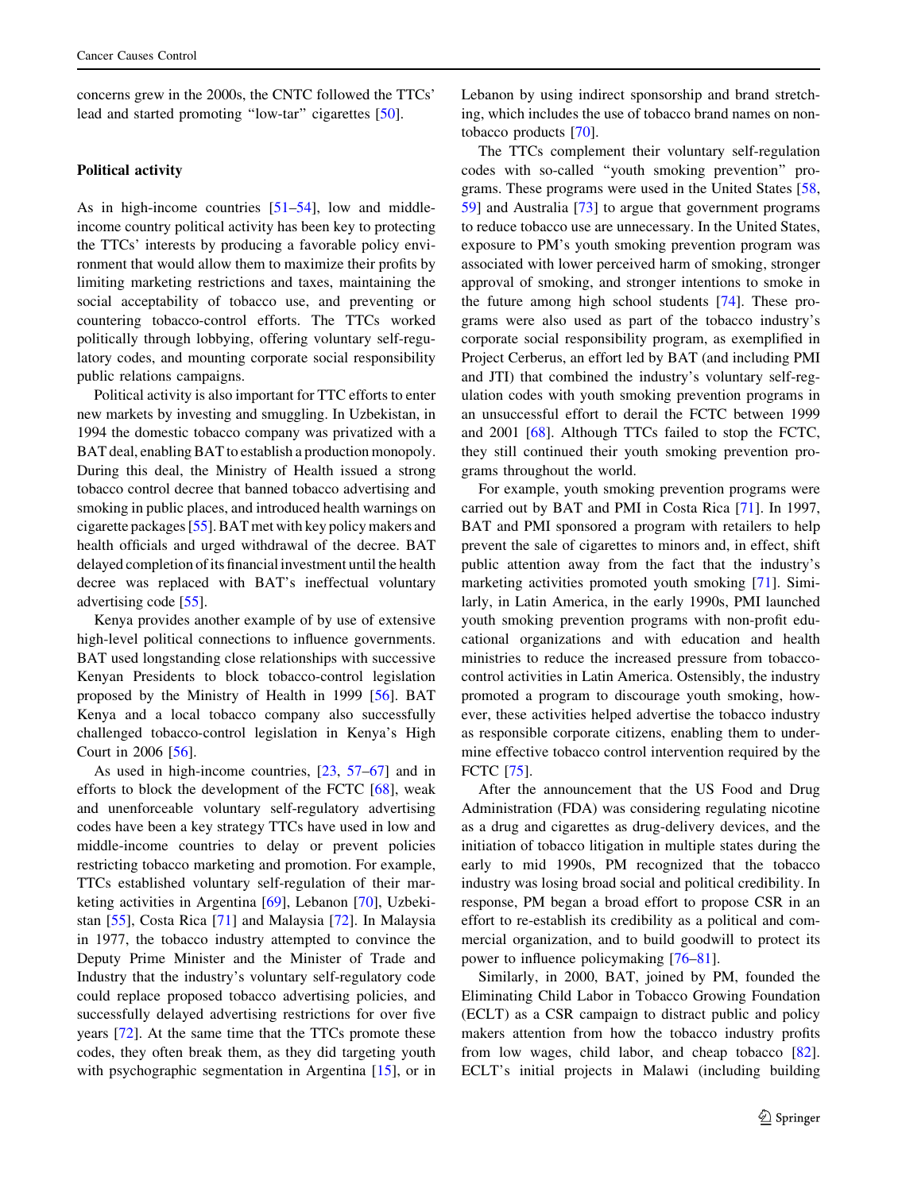concerns grew in the 2000s, the CNTC followed the TTCs' lead and started promoting "low-tar" cigarettes [50].

### Political activity

As in high-income countries [51–54], low and middle-income country political activity has been key to protecting the TTCs' interests by producing a favorable policy environment that would allow them to maximize their profits by limiting marketing restrictions and taxes, maintaining the social acceptability of tobacco use, and preventing or countering tobacco-control efforts. The TTCs worked politically through lobbying, offering voluntary self-regulatory codes, and mounting corporate social responsibility public relations campaigns.

Political activity is also important for TTC efforts to enter new markets by investing and smuggling. In Uzbekistan, in 1994 the domestic tobacco company was privatized with a BAT deal, enabling BAT to establish a production monopoly. During this deal, the Ministry of Health issued a strong tobacco control decree that banned tobacco advertising and smoking in public places, and introduced health warnings on cigarette packages [55]. BAT met with key policy makers and health officials and urged withdrawal of the decree. BAT delayed completion of its financial investment until the health decree was replaced with BAT's ineffectual voluntary advertising code [55].

Kenya provides another example of by use of extensive high-level political connections to influence governments. BAT used longstanding close relationships with successive Kenyan Presidents to block tobacco-control legislation proposed by the Ministry of Health in 1999 [56]. BAT Kenya and a local tobacco company also successfully challenged tobacco-control legislation in Kenya's High Court in 2006 [56].

As used in high-income countries, [23, 57–67] and in efforts to block the development of the FCTC [68], weak and unenforceable voluntary self-regulatory advertising codes have been a key strategy TTCs have used in low and middle-income countries to delay or prevent policies restricting tobacco marketing and promotion. For example, TTCs established voluntary self-regulation of their marketing activities in Argentina [69], Lebanon [70], Uzbekistan [55], Costa Rica [71] and Malaysia [72]. In Malaysia in 1977, the tobacco industry attempted to convince the Deputy Prime Minister and the Minister of Trade and Industry that the industry's voluntary self-regulatory code could replace proposed tobacco advertising policies, and successfully delayed advertising restrictions for over five years [72]. At the same time that the TTCs promote these codes, they often break them, as they did targeting youth with psychographic segmentation in Argentina [15], or in Lebanon by using indirect sponsorship and brand stretching, which includes the use of tobacco brand names on non-tobacco products [70].

The TTCs complement their voluntary self-regulation codes with so-called "youth smoking prevention" programs. These programs were used in the United States [58, 59] and Australia [73] to argue that government programs to reduce tobacco use are unnecessary. In the United States, exposure to PM's youth smoking prevention program was associated with lower perceived harm of smoking, stronger approval of smoking, and stronger intentions to smoke in the future among high school students [74]. These programs were also used as part of the tobacco industry's corporate social responsibility program, as exemplified in Project Cerberus, an effort led by BAT (and including PMI and JTI) that combined the industry's voluntary self-regulation codes with youth smoking prevention programs in an unsuccessful effort to derail the FCTC between 1999 and 2001 [68]. Although TTCs failed to stop the FCTC, they still continued their youth smoking prevention programs throughout the world.

For example, youth smoking prevention programs were carried out by BAT and PMI in Costa Rica [71]. In 1997, BAT and PMI sponsored a program with retailers to help prevent the sale of cigarettes to minors and, in effect, shift public attention away from the fact that the industry's marketing activities promoted youth smoking [71]. Similarly, in Latin America, in the early 1990s, PMI launched youth smoking prevention programs with non-profit educational organizations and with education and health ministries to reduce the increased pressure from tobacco-control activities in Latin America. Ostensibly, the industry promoted a program to discourage youth smoking, however, these activities helped advertise the tobacco industry as responsible corporate citizens, enabling them to undermine effective tobacco control intervention required by the FCTC [75].

After the announcement that the US Food and Drug Administration (FDA) was considering regulating nicotine as a drug and cigarettes as drug-delivery devices, and the initiation of tobacco litigation in multiple states during the early to mid 1990s, PM recognized that the tobacco industry was losing broad social and political credibility. In response, PM began a broad effort to propose CSR in an effort to re-establish its credibility as a political and commercial organization, and to build goodwill to protect its power to influence policymaking [76–81].

Similarly, in 2000, BAT, joined by PM, founded the Eliminating Child Labor in Tobacco Growing Foundation (ECLT) as a CSR campaign to distract public and policy makers attention from how the tobacco industry profits from low wages, child labor, and cheap tobacco [82]. ECLT's initial projects in Malawi (including building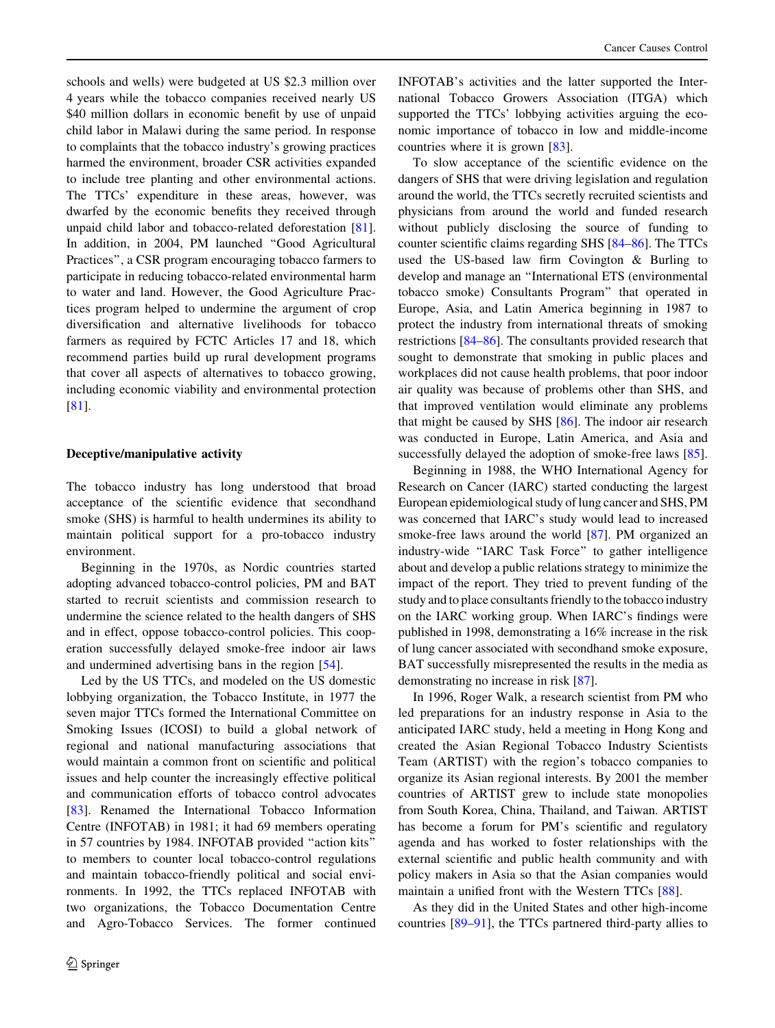schools and wells) were budgeted at US $2.3 million over 4 years while the tobacco companies received nearly US $40 million dollars in economic benefit by use of unpaid child labor in Malawi during the same period. In response to complaints that the tobacco industry's growing practices harmed the environment, broader CSR activities expanded to include tree planting and other environmental actions. The TTCs' expenditure in these areas, however, was dwarfed by the economic benefits they received through unpaid child labor and tobacco-related deforestation [81]. In addition, in 2004, PM launched "Good Agricultural Practices", a CSR program encouraging tobacco farmers to participate in reducing tobacco-related environmental harm to water and land. However, the Good Agriculture Practices program helped to undermine the argument of crop diversification and alternative livelihoods for tobacco farmers as required by FCTC Articles 17 and 18, which recommend parties build up rural development programs that cover all aspects of alternatives to tobacco growing, including economic viability and environmental protection [81].

**Deceptive/manipulative activity**

The tobacco industry has long understood that broad acceptance of the scientific evidence that secondhand smoke (SHS) is harmful to health undermines its ability to maintain political support for a pro-tobacco industry environment.

Beginning in the 1970s, as Nordic countries started adopting advanced tobacco-control policies, PM and BAT started to recruit scientists and commission research to undermine the science related to the health dangers of SHS and in effect, oppose tobacco-control policies. This cooperation successfully delayed smoke-free indoor air laws and undermined advertising bans in the region [54].

Led by the US TTCs, and modeled on the US domestic lobbying organization, the Tobacco Institute, in 1977 the seven major TTCs formed the International Committee on Smoking Issues (ICOSI) to build a global network of regional and national manufacturing associations that would maintain a common front on scientific and political issues and help counter the increasingly effective political and communication efforts of tobacco control advocates [83]. Renamed the International Tobacco Information Centre (INFOTAB) in 1981; it had 69 members operating in 57 countries by 1984. INFOTAB provided "action kits" to members to counter local tobacco-control regulations and maintain tobacco-friendly political and social environments. In 1992, the TTCs replaced INFOTAB with two organizations, the Tobacco Documentation Centre and Agro-Tobacco Services. The former continued INFOTAB's activities and the latter supported the International Tobacco Growers Association (ITGA) which supported the TTCs' lobbying activities arguing the economic importance of tobacco in low and middle-income countries where it is grown [83].

To slow acceptance of the scientific evidence on the dangers of SHS that were driving legislation and regulation around the world, the TTCs secretly recruited scientists and physicians from around the world and funded research without publicly disclosing the source of funding to counter scientific claims regarding SHS [84–86]. The TTCs used the US-based law firm Covington & Burling to develop and manage an "International ETS (environmental tobacco smoke) Consultants Program" that operated in Europe, Asia, and Latin America beginning in 1987 to protect the industry from international threats of smoking restrictions [84–86]. The consultants provided research that sought to demonstrate that smoking in public places and workplaces did not cause health problems, that poor indoor air quality was because of problems other than SHS, and that improved ventilation would eliminate any problems that might be caused by SHS [86]. The indoor air research was conducted in Europe, Latin America, and Asia and successfully delayed the adoption of smoke-free laws [85].

Beginning in 1988, the WHO International Agency for Research on Cancer (IARC) started conducting the largest European epidemiological study of lung cancer and SHS, PM was concerned that IARC's study would lead to increased smoke-free laws around the world [87]. PM organized an industry-wide "IARC Task Force" to gather intelligence about and develop a public relations strategy to minimize the impact of the report. They tried to prevent funding of the study and to place consultants friendly to the tobacco industry on the IARC working group. When IARC's findings were published in 1998, demonstrating a 16% increase in the risk of lung cancer associated with secondhand smoke exposure, BAT successfully misrepresented the results in the media as demonstrating no increase in risk [87].

In 1996, Roger Walk, a research scientist from PM who led preparations for an industry response in Asia to the anticipated IARC study, held a meeting in Hong Kong and created the Asian Regional Tobacco Industry Scientists Team (ARTIST) with the region's tobacco companies to organize its Asian regional interests. By 2001 the member countries of ARTIST grew to include state monopolies from South Korea, China, Thailand, and Taiwan. ARTIST has become a forum for PM's scientific and regulatory agenda and has worked to foster relationships with the external scientific and public health community and with policy makers in Asia so that the Asian companies would maintain a unified front with the Western TTCs [88].

As they did in the United States and other high-income countries [89–91], the TTCs partnered third-party allies to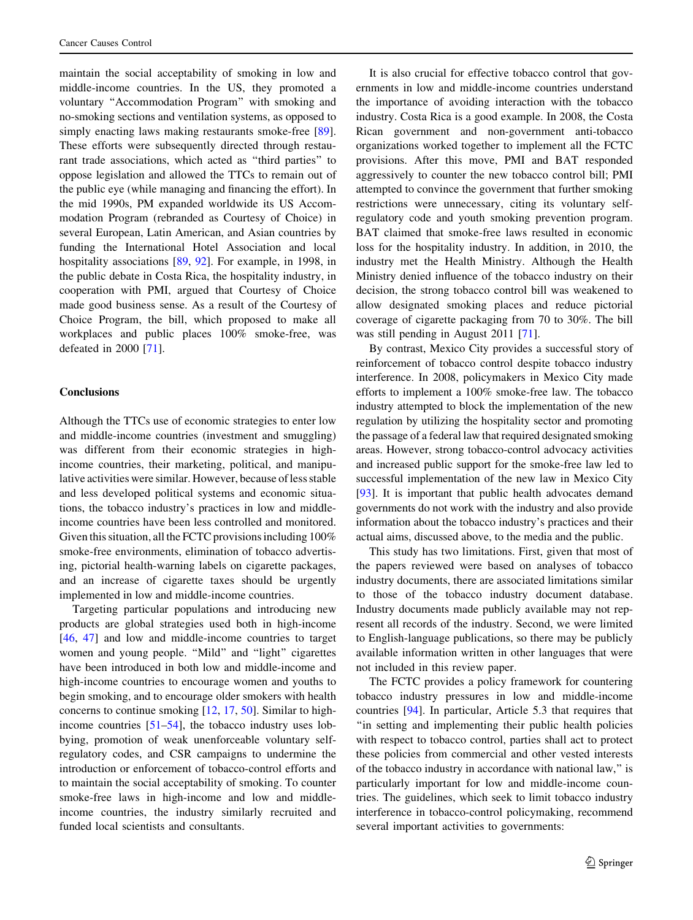maintain the social acceptability of smoking in low and middle-income countries. In the US, they promoted a voluntary "Accommodation Program" with smoking and no-smoking sections and ventilation systems, as opposed to simply enacting laws making restaurants smoke-free [89]. These efforts were subsequently directed through restaurant trade associations, which acted as "third parties" to oppose legislation and allowed the TTCs to remain out of the public eye (while managing and financing the effort). In the mid 1990s, PM expanded worldwide its US Accommodation Program (rebranded as Courtesy of Choice) in several European, Latin American, and Asian countries by funding the International Hotel Association and local hospitality associations [89, 92]. For example, in 1998, in the public debate in Costa Rica, the hospitality industry, in cooperation with PMI, argued that Courtesy of Choice made good business sense. As a result of the Courtesy of Choice Program, the bill, which proposed to make all workplaces and public places 100% smoke-free, was defeated in 2000 [71].

## Conclusions

Although the TTCs use of economic strategies to enter low and middle-income countries (investment and smuggling) was different from their economic strategies in high-income countries, their marketing, political, and manipulative activities were similar. However, because of less stable and less developed political systems and economic situations, the tobacco industry's practices in low and middle-income countries have been less controlled and monitored. Given this situation, all the FCTC provisions including 100% smoke-free environments, elimination of tobacco advertising, pictorial health-warning labels on cigarette packages, and an increase of cigarette taxes should be urgently implemented in low and middle-income countries.

Targeting particular populations and introducing new products are global strategies used both in high-income [46, 47] and low and middle-income countries to target women and young people. "Mild" and "light" cigarettes have been introduced in both low and middle-income and high-income countries to encourage women and youths to begin smoking, and to encourage older smokers with health concerns to continue smoking [12, 17, 50]. Similar to high-income countries [51–54], the tobacco industry uses lobbying, promotion of weak unenforceable voluntary self-regulatory codes, and CSR campaigns to undermine the introduction or enforcement of tobacco-control efforts and to maintain the social acceptability of smoking. To counter smoke-free laws in high-income and low and middle-income countries, the industry similarly recruited and funded local scientists and consultants.

It is also crucial for effective tobacco control that governments in low and middle-income countries understand the importance of avoiding interaction with the tobacco industry. Costa Rica is a good example. In 2008, the Costa Rican government and non-government anti-tobacco organizations worked together to implement all the FCTC provisions. After this move, PMI and BAT responded aggressively to counter the new tobacco control bill; PMI attempted to convince the government that further smoking restrictions were unnecessary, citing its voluntary self-regulatory code and youth smoking prevention program. BAT claimed that smoke-free laws resulted in economic loss for the hospitality industry. In addition, in 2010, the industry met the Health Ministry. Although the Health Ministry denied influence of the tobacco industry on their decision, the strong tobacco control bill was weakened to allow designated smoking places and reduce pictorial coverage of cigarette packaging from 70 to 30%. The bill was still pending in August 2011 [71].

By contrast, Mexico City provides a successful story of reinforcement of tobacco control despite tobacco industry interference. In 2008, policymakers in Mexico City made efforts to implement a 100% smoke-free law. The tobacco industry attempted to block the implementation of the new regulation by utilizing the hospitality sector and promoting the passage of a federal law that required designated smoking areas. However, strong tobacco-control advocacy activities and increased public support for the smoke-free law led to successful implementation of the new law in Mexico City [93]. It is important that public health advocates demand governments do not work with the industry and also provide information about the tobacco industry's practices and their actual aims, discussed above, to the media and the public.

This study has two limitations. First, given that most of the papers reviewed were based on analyses of tobacco industry documents, there are associated limitations similar to those of the tobacco industry document database. Industry documents made publicly available may not represent all records of the industry. Second, we were limited to English-language publications, so there may be publicly available information written in other languages that were not included in this review paper.

The FCTC provides a policy framework for countering tobacco industry pressures in low and middle-income countries [94]. In particular, Article 5.3 that requires that "in setting and implementing their public health policies with respect to tobacco control, parties shall act to protect these policies from commercial and other vested interests of the tobacco industry in accordance with national law," is particularly important for low and middle-income countries. The guidelines, which seek to limit tobacco industry interference in tobacco-control policymaking, recommend several important activities to governments: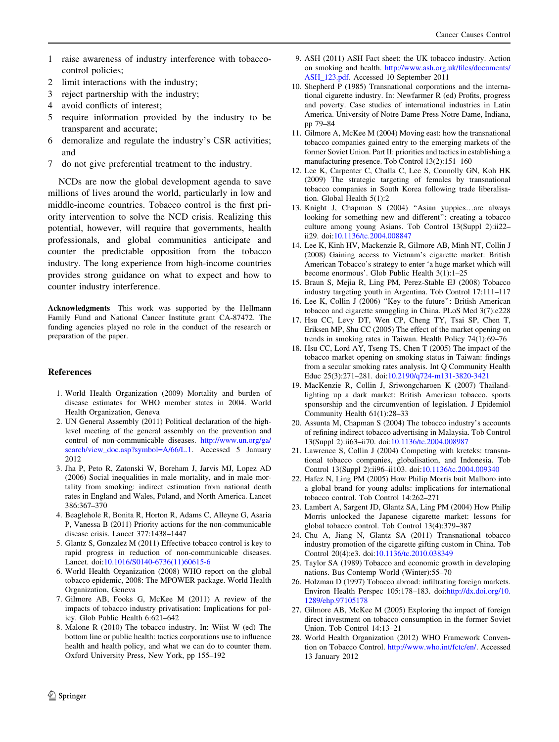1 raise awareness of industry interference with tobacco-control policies;
2 limit interactions with the industry;
3 reject partnership with the industry;
4 avoid conflicts of interest;
5 require information provided by the industry to be transparent and accurate;
6 demoralize and regulate the industry's CSR activities; and
7 do not give preferential treatment to the industry.

NCDs are now the global development agenda to save millions of lives around the world, particularly in low and middle-income countries. Tobacco control is the first priority intervention to solve the NCD crisis. Realizing this potential, however, will require that governments, health professionals, and global communities anticipate and counter the predictable opposition from the tobacco industry. The long experience from high-income countries provides strong guidance on what to expect and how to counter industry interference.

**Acknowledgments** This work was supported by the Hellmann Family Fund and National Cancer Institute grant CA-87472. The funding agencies played no role in the conduct of the research or preparation of the paper.

## References

1. World Health Organization (2009) Mortality and burden of disease estimates for WHO member states in 2004. World Health Organization, Geneva
2. UN General Assembly (2011) Political declaration of the high-level meeting of the general assembly on the prevention and control of non-communicable diseases. http://www.un.org/ga/search/view_doc.asp?symbol=A/66/L.1. Accessed 5 January 2012
3. Jha P, Peto R, Zatonski W, Boreham J, Jarvis MJ, Lopez AD (2006) Social inequalities in male mortality, and in male mortality from smoking: indirect estimation from national death rates in England and Wales, Poland, and North America. Lancet 386:367–370
4. Beaglehole R, Bonita R, Horton R, Adams C, Alleyne G, Asaria P, Vanessa B (2011) Priority actions for the non-communicable disease crisis. Lancet 377:1438–1447
5. Glantz S, Gonzalez M (2011) Effective tobacco control is key to rapid progress in reduction of non-communicable diseases. Lancet. doi:10.1016/S0140-6736(11)60615-6
6. World Health Organization (2008) WHO report on the global tobacco epidemic, 2008: The MPOWER package. World Health Organization, Geneva
7. Gilmore AB, Fooks G, McKee M (2011) A review of the impacts of tobacco industry privatisation: Implications for policy. Glob Public Health 6:621–642
8. Malone R (2010) The tobacco industry. In: Wiist W (ed) The bottom line or public health: tactics corporations use to influence health and health policy, and what we can do to counter them. Oxford University Press, New York, pp 155–192
9. ASH (2011) ASH Fact sheet: the UK tobacco industry. Action on smoking and health. http://www.ash.org.uk/files/documents/ASH_123.pdf. Accessed 10 September 2011
10. Shepherd P (1985) Transnational corporations and the international cigarette industry. In: Newfarmer R (ed) Profits, progress and poverty. Case studies of international industries in Latin America. University of Notre Dame Press Notre Dame, Indiana, pp 79–84
11. Gilmore A, McKee M (2004) Moving east: how the transnational tobacco companies gained entry to the emerging markets of the former Soviet Union. Part II: priorities and tactics in establishing a manufacturing presence. Tob Control 13(2):151–160
12. Lee K, Carpenter C, Challa C, Lee S, Connolly GN, Koh HK (2009) The strategic targeting of females by transnational tobacco companies in South Korea following trade liberalisation. Global Health 5(1):2
13. Knight J, Chapman S (2004) "Asian yuppies…are always looking for something new and different": creating a tobacco culture among young Asians. Tob Control 13(Suppl 2):ii22–ii29. doi:10.1136/tc.2004.008847
14. Lee K, Kinh HV, Mackenzie R, Gilmore AB, Minh NT, Collin J (2008) Gaining access to Vietnam's cigarette market: British American Tobacco's strategy to enter 'a huge market which will become enormous'. Glob Public Health 3(1):1–25
15. Braun S, Mejia R, Ling PM, Perez-Stable EJ (2008) Tobacco industry targeting youth in Argentina. Tob Control 17:111–117
16. Lee K, Collin J (2006) "Key to the future": British American tobacco and cigarette smuggling in China. PLoS Med 3(7):e228
17. Hsu CC, Levy DT, Wen CP, Cheng TY, Tsai SP, Chen T, Eriksen MP, Shu CC (2005) The effect of the market opening on trends in smoking rates in Taiwan. Health Policy 74(1):69–76
18. Hsu CC, Lord AY, Tseng TS, Chen T (2005) The impact of the tobacco market opening on smoking status in Taiwan: findings from a secular smoking rates analysis. Int Q Community Health Educ 25(3):271–281. doi:10.2190/q724-m131-3820-3421
19. MacKenzie R, Collin J, Sriwongcharoen K (2007) Thailand-lighting up a dark market: British American tobacco, sports sponsorship and the circumvention of legislation. J Epidemiol Community Health 61(1):28–33
20. Assunta M, Chapman S (2004) The tobacco industry's accounts of refining indirect tobacco advertising in Malaysia. Tob Control 13(Suppl 2):ii63–ii70. doi:10.1136/tc.2004.008987
21. Lawrence S, Collin J (2004) Competing with kreteks: transnational tobacco companies, globalisation, and Indonesia. Tob Control 13(Suppl 2):ii96–ii103. doi:10.1136/tc.2004.009340
22. Hafez N, Ling PM (2005) How Philip Morris buit Malboro into a global brand for young adults: implications for international tobacco control. Tob Control 14:262–271
23. Lambert A, Sargent JD, Glantz SA, Ling PM (2004) How Philip Morris unlocked the Japanese cigarette market: lessons for global tobacco control. Tob Control 13(4):379–387
24. Chu A, Jiang N, Glantz SA (2011) Transnational tobacco industry promotion of the cigarette gifting custom in China. Tob Control 20(4):e3. doi:10.1136/tc.2010.038349
25. Taylor SA (1989) Tobacco and economic growth in developing nations. Bus Contemp World (Winter):55–70
26. Holzman D (1997) Tobacco abroad: infiltrating foreign markets. Environ Health Perspec 105:178–183. doi:http://dx.doi.org/10.1289/ehp.97105178
27. Gilmore AB, McKee M (2005) Exploring the impact of foreign direct investment on tobacco consumption in the former Soviet Union. Tob Control 14:13–21
28. World Health Organization (2012) WHO Framework Convention on Tobacco Control. http://www.who.int/fctc/en/. Accessed 13 January 2012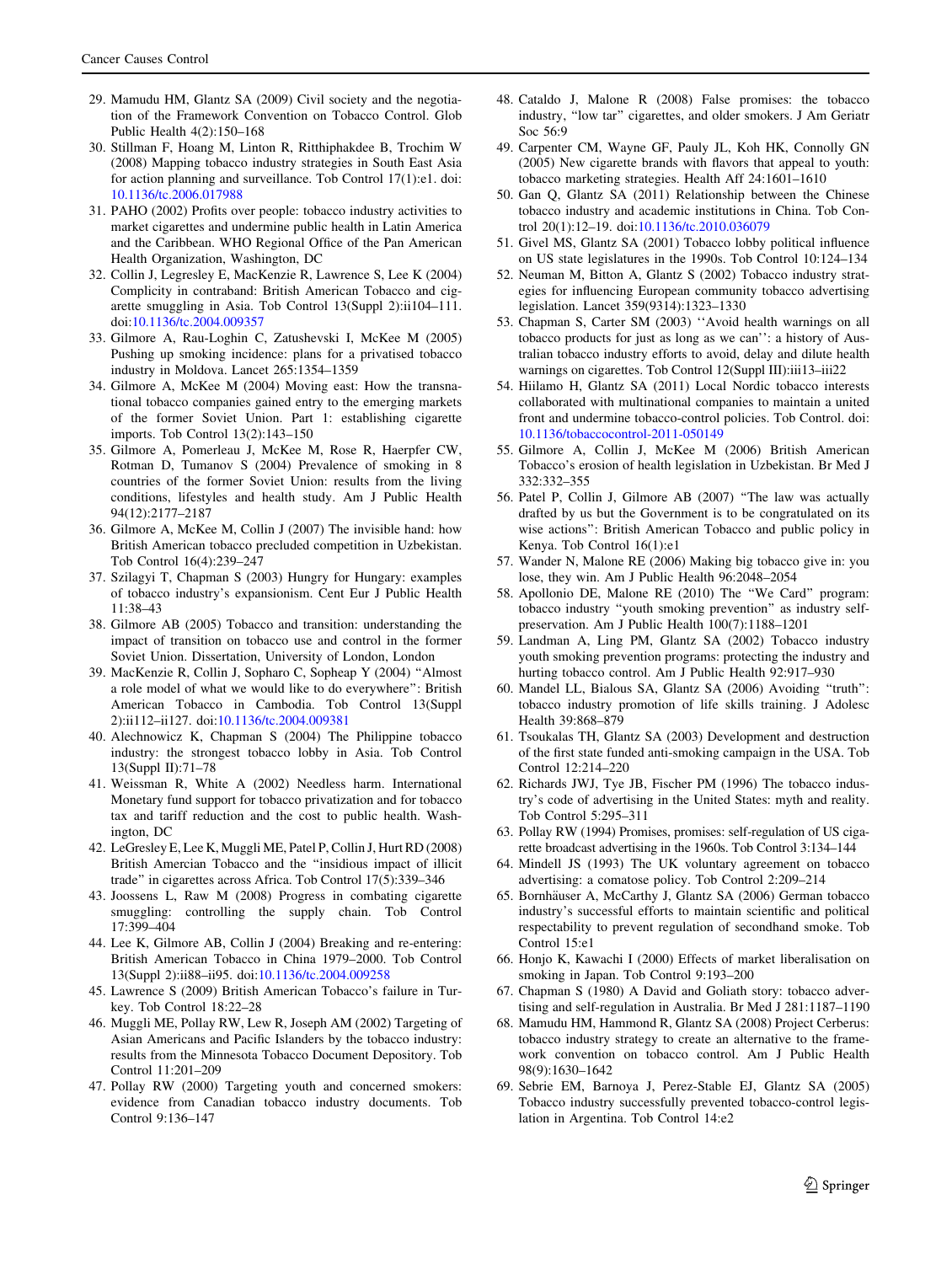29. Mamudu HM, Glantz SA (2009) Civil society and the negotiation of the Framework Convention on Tobacco Control. Glob Public Health 4(2):150–168
30. Stillman F, Hoang M, Linton R, Ritthiphakdee B, Trochim W (2008) Mapping tobacco industry strategies in South East Asia for action planning and surveillance. Tob Control 17(1):e1. doi: 10.1136/tc.2006.017988
31. PAHO (2002) Profits over people: tobacco industry activities to market cigarettes and undermine public health in Latin America and the Caribbean. WHO Regional Office of the Pan American Health Organization, Washington, DC
32. Collin J, Legresley E, MacKenzie R, Lawrence S, Lee K (2004) Complicity in contraband: British American Tobacco and cigarette smuggling in Asia. Tob Control 13(Suppl 2):ii104–111. doi:10.1136/tc.2004.009357
33. Gilmore A, Rau-Loghin C, Zatushevski I, McKee M (2005) Pushing up smoking incidence: plans for a privatised tobacco industry in Moldova. Lancet 265:1354–1359
34. Gilmore A, McKee M (2004) Moving east: How the transnational tobacco companies gained entry to the emerging markets of the former Soviet Union. Part 1: establishing cigarette imports. Tob Control 13(2):143–150
35. Gilmore A, Pomerleau J, McKee M, Rose R, Haerpfer CW, Rotman D, Tumanov S (2004) Prevalence of smoking in 8 countries of the former Soviet Union: results from the living conditions, lifestyles and health study. Am J Public Health 94(12):2177–2187
36. Gilmore A, McKee M, Collin J (2007) The invisible hand: how British American tobacco precluded competition in Uzbekistan. Tob Control 16(4):239–247
37. Szilagyi T, Chapman S (2003) Hungry for Hungary: examples of tobacco industry's expansionism. Cent Eur J Public Health 11:38–43
38. Gilmore AB (2005) Tobacco and transition: understanding the impact of transition on tobacco use and control in the former Soviet Union. Dissertation, University of London, London
39. MacKenzie R, Collin J, Sopharo C, Sopheap Y (2004) "Almost a role model of what we would like to do everywhere": British American Tobacco in Cambodia. Tob Control 13(Suppl 2):ii112–ii127. doi:10.1136/tc.2004.009381
40. Alechnowicz K, Chapman S (2004) The Philippine tobacco industry: the strongest tobacco lobby in Asia. Tob Control 13(Suppl II):71–78
41. Weissman R, White A (2002) Needless harm. International Monetary fund support for tobacco privatization and for tobacco tax and tariff reduction and the cost to public health. Washington, DC
42. LeGresley E, Lee K, Muggli ME, Patel P, Collin J, Hurt RD (2008) British Amercian Tobacco and the "insidious impact of illicit trade" in cigarettes across Africa. Tob Control 17(5):339–346
43. Joossens L, Raw M (2008) Progress in combating cigarette smuggling: controlling the supply chain. Tob Control 17:399–404
44. Lee K, Gilmore AB, Collin J (2004) Breaking and re-entering: British American Tobacco in China 1979–2000. Tob Control 13(Suppl 2):ii88–ii95. doi:10.1136/tc.2004.009258
45. Lawrence S (2009) British American Tobacco's failure in Turkey. Tob Control 18:22–28
46. Muggli ME, Pollay RW, Lew R, Joseph AM (2002) Targeting of Asian Americans and Pacific Islanders by the tobacco industry: results from the Minnesota Tobacco Document Depository. Tob Control 11:201–209
47. Pollay RW (2000) Targeting youth and concerned smokers: evidence from Canadian tobacco industry documents. Tob Control 9:136–147
48. Cataldo J, Malone R (2008) False promises: the tobacco industry, "low tar" cigarettes, and older smokers. J Am Geriatr Soc 56:9
49. Carpenter CM, Wayne GF, Pauly JL, Koh HK, Connolly GN (2005) New cigarette brands with flavors that appeal to youth: tobacco marketing strategies. Health Aff 24:1601–1610
50. Gan Q, Glantz SA (2011) Relationship between the Chinese tobacco industry and academic institutions in China. Tob Control 20(1):12–19. doi:10.1136/tc.2010.036079
51. Givel MS, Glantz SA (2001) Tobacco lobby political influence on US state legislatures in the 1990s. Tob Control 10:124–134
52. Neuman M, Bitton A, Glantz S (2002) Tobacco industry strategies for influencing European community tobacco advertising legislation. Lancet 359(9314):1323–1330
53. Chapman S, Carter SM (2003) ''Avoid health warnings on all tobacco products for just as long as we can'': a history of Australian tobacco industry efforts to avoid, delay and dilute health warnings on cigarettes. Tob Control 12(Suppl III):iii13–iii22
54. Hiilamo H, Glantz SA (2011) Local Nordic tobacco interests collaborated with multinational companies to maintain a united front and undermine tobacco-control policies. Tob Control. doi: 10.1136/tobaccocontrol-2011-050149
55. Gilmore A, Collin J, McKee M (2006) British American Tobacco's erosion of health legislation in Uzbekistan. Br Med J 332:332–355
56. Patel P, Collin J, Gilmore AB (2007) "The law was actually drafted by us but the Government is to be congratulated on its wise actions": British American Tobacco and public policy in Kenya. Tob Control 16(1):e1
57. Wander N, Malone RE (2006) Making big tobacco give in: you lose, they win. Am J Public Health 96:2048–2054
58. Apollonio DE, Malone RE (2010) The "We Card" program: tobacco industry "youth smoking prevention" as industry self-preservation. Am J Public Health 100(7):1188–1201
59. Landman A, Ling PM, Glantz SA (2002) Tobacco industry youth smoking prevention programs: protecting the industry and hurting tobacco control. Am J Public Health 92:917–930
60. Mandel LL, Bialous SA, Glantz SA (2006) Avoiding "truth": tobacco industry promotion of life skills training. J Adolesc Health 39:868–879
61. Tsoukalas TH, Glantz SA (2003) Development and destruction of the first state funded anti-smoking campaign in the USA. Tob Control 12:214–220
62. Richards JWJ, Tye JB, Fischer PM (1996) The tobacco industry's code of advertising in the United States: myth and reality. Tob Control 5:295–311
63. Pollay RW (1994) Promises, promises: self-regulation of US cigarette broadcast advertising in the 1960s. Tob Control 3:134–144
64. Mindell JS (1993) The UK voluntary agreement on tobacco advertising: a comatose policy. Tob Control 2:209–214
65. Bornhäuser A, McCarthy J, Glantz SA (2006) German tobacco industry's successful efforts to maintain scientific and political respectability to prevent regulation of secondhand smoke. Tob Control 15:e1
66. Honjo K, Kawachi I (2000) Effects of market liberalisation on smoking in Japan. Tob Control 9:193–200
67. Chapman S (1980) A David and Goliath story: tobacco advertising and self-regulation in Australia. Br Med J 281:1187–1190
68. Mamudu HM, Hammond R, Glantz SA (2008) Project Cerberus: tobacco industry strategy to create an alternative to the framework convention on tobacco control. Am J Public Health 98(9):1630–1642
69. Sebrie EM, Barnoya J, Perez-Stable EJ, Glantz SA (2005) Tobacco industry successfully prevented tobacco-control legislation in Argentina. Tob Control 14:e2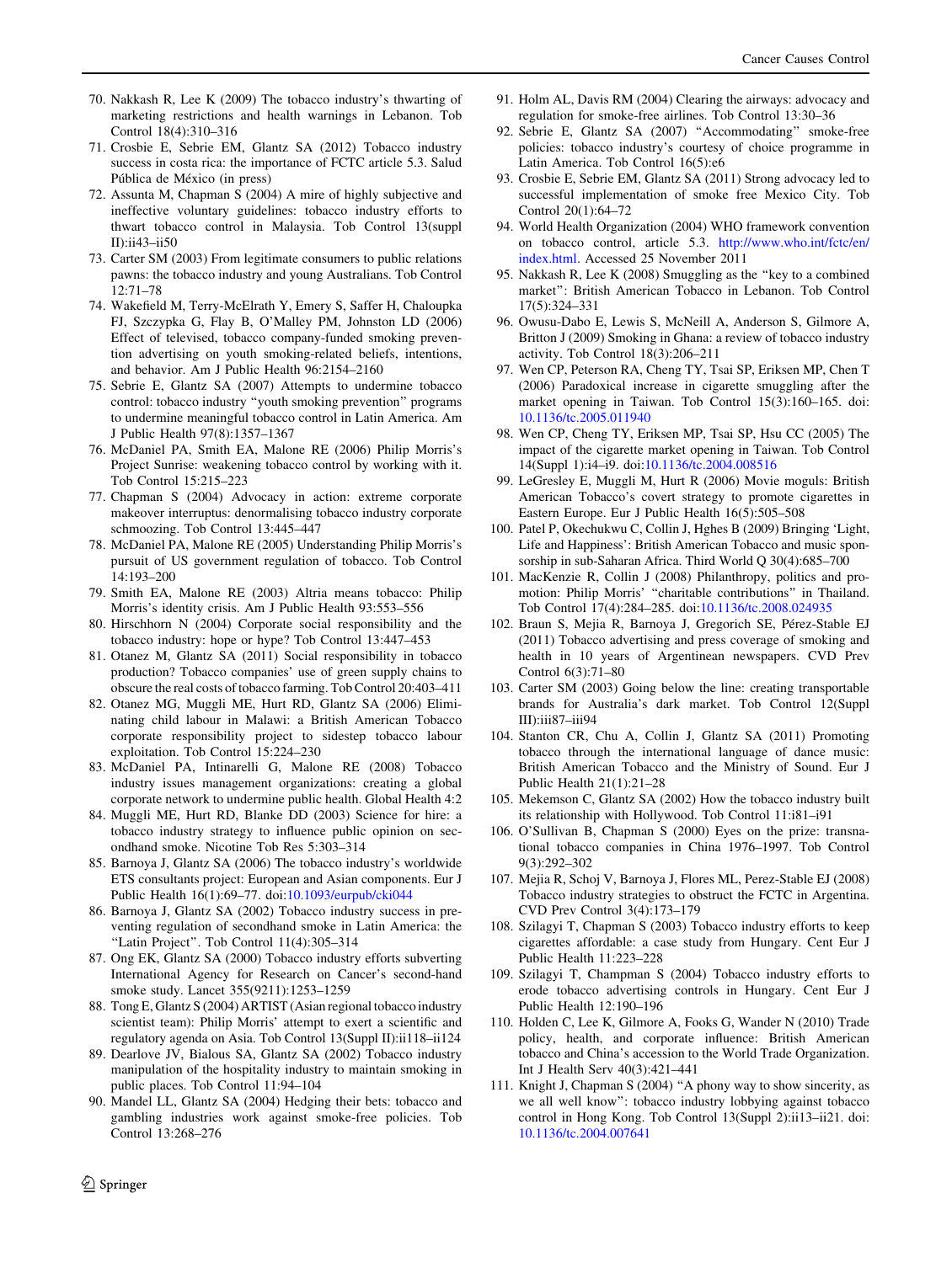70. Nakkash R, Lee K (2009) The tobacco industry's thwarting of marketing restrictions and health warnings in Lebanon. Tob Control 18(4):310–316
71. Crosbie E, Sebrie EM, Glantz SA (2012) Tobacco industry success in costa rica: the importance of FCTC article 5.3. Salud Pública de México (in press)
72. Assunta M, Chapman S (2004) A mire of highly subjective and ineffective voluntary guidelines: tobacco industry efforts to thwart tobacco control in Malaysia. Tob Control 13(suppl II):ii43–ii50
73. Carter SM (2003) From legitimate consumers to public relations pawns: the tobacco industry and young Australians. Tob Control 12:71–78
74. Wakefield M, Terry-McElrath Y, Emery S, Saffer H, Chaloupka FJ, Szczypka G, Flay B, O'Malley PM, Johnston LD (2006) Effect of televised, tobacco company-funded smoking prevention advertising on youth smoking-related beliefs, intentions, and behavior. Am J Public Health 96:2154–2160
75. Sebrie E, Glantz SA (2007) Attempts to undermine tobacco control: tobacco industry "youth smoking prevention" programs to undermine meaningful tobacco control in Latin America. Am J Public Health 97(8):1357–1367
76. McDaniel PA, Smith EA, Malone RE (2006) Philip Morris's Project Sunrise: weakening tobacco control by working with it. Tob Control 15:215–223
77. Chapman S (2004) Advocacy in action: extreme corporate makeover interruptus: denormalising tobacco industry corporate schmoozing. Tob Control 13:445–447
78. McDaniel PA, Malone RE (2005) Understanding Philip Morris's pursuit of US government regulation of tobacco. Tob Control 14:193–200
79. Smith EA, Malone RE (2003) Altria means tobacco: Philip Morris's identity crisis. Am J Public Health 93:553–556
80. Hirschhorn N (2004) Corporate social responsibility and the tobacco industry: hope or hype? Tob Control 13:447–453
81. Otanez M, Glantz SA (2011) Social responsibility in tobacco production? Tobacco companies' use of green supply chains to obscure the real costs of tobacco farming. Tob Control 20:403–411
82. Otanez MG, Muggli ME, Hurt RD, Glantz SA (2006) Eliminating child labour in Malawi: a British American Tobacco corporate responsibility project to sidestep tobacco labour exploitation. Tob Control 15:224–230
83. McDaniel PA, Intinarelli G, Malone RE (2008) Tobacco industry issues management organizations: creating a global corporate network to undermine public health. Global Health 4:2
84. Muggli ME, Hurt RD, Blanke DD (2003) Science for hire: a tobacco industry strategy to influence public opinion on secondhand smoke. Nicotine Tob Res 5:303–314
85. Barnoya J, Glantz SA (2006) The tobacco industry's worldwide ETS consultants project: European and Asian components. Eur J Public Health 16(1):69–77. doi:10.1093/eurpub/cki044
86. Barnoya J, Glantz SA (2002) Tobacco industry success in preventing regulation of secondhand smoke in Latin America: the "Latin Project". Tob Control 11(4):305–314
87. Ong EK, Glantz SA (2000) Tobacco industry efforts subverting International Agency for Research on Cancer's second-hand smoke study. Lancet 355(9211):1253–1259
88. Tong E, Glantz S (2004) ARTIST (Asian regional tobacco industry scientist team): Philip Morris' attempt to exert a scientific and regulatory agenda on Asia. Tob Control 13(Suppl II):ii118–ii124
89. Dearlove JV, Bialous SA, Glantz SA (2002) Tobacco industry manipulation of the hospitality industry to maintain smoking in public places. Tob Control 11:94–104
90. Mandel LL, Glantz SA (2004) Hedging their bets: tobacco and gambling industries work against smoke-free policies. Tob Control 13:268–276
91. Holm AL, Davis RM (2004) Clearing the airways: advocacy and regulation for smoke-free airlines. Tob Control 13:30–36
92. Sebrie E, Glantz SA (2007) "Accommodating" smoke-free policies: tobacco industry's courtesy of choice programme in Latin America. Tob Control 16(5):e6
93. Crosbie E, Sebrie EM, Glantz SA (2011) Strong advocacy led to successful implementation of smoke free Mexico City. Tob Control 20(1):64–72
94. World Health Organization (2004) WHO framework convention on tobacco control, article 5.3. http://www.who.int/fctc/en/index.html. Accessed 25 November 2011
95. Nakkash R, Lee K (2008) Smuggling as the "key to a combined market": British American Tobacco in Lebanon. Tob Control 17(5):324–331
96. Owusu-Dabo E, Lewis S, McNeill A, Anderson S, Gilmore A, Britton J (2009) Smoking in Ghana: a review of tobacco industry activity. Tob Control 18(3):206–211
97. Wen CP, Peterson RA, Cheng TY, Tsai SP, Eriksen MP, Chen T (2006) Paradoxical increase in cigarette smuggling after the market opening in Taiwan. Tob Control 15(3):160–165. doi:10.1136/tc.2005.011940
98. Wen CP, Cheng TY, Eriksen MP, Tsai SP, Hsu CC (2005) The impact of the cigarette market opening in Taiwan. Tob Control 14(Suppl 1):i4–i9. doi:10.1136/tc.2004.008516
99. LeGresley E, Muggli M, Hurt R (2006) Movie moguls: British American Tobacco's covert strategy to promote cigarettes in Eastern Europe. Eur J Public Health 16(5):505–508
100. Patel P, Okechukwu C, Collin J, Hghes B (2009) Bringing 'Light, Life and Happiness': British American Tobacco and music sponsorship in sub-Saharan Africa. Third World Q 30(4):685–700
101. MacKenzie R, Collin J (2008) Philanthropy, politics and promotion: Philip Morris' "charitable contributions" in Thailand. Tob Control 17(4):284–285. doi:10.1136/tc.2008.024935
102. Braun S, Mejia R, Barnoya J, Gregorich SE, Pérez-Stable EJ (2011) Tobacco advertising and press coverage of smoking and health in 10 years of Argentinean newspapers. CVD Prev Control 6(3):71–80
103. Carter SM (2003) Going below the line: creating transportable brands for Australia's dark market. Tob Control 12(Suppl III):iii87–iii94
104. Stanton CR, Chu A, Collin J, Glantz SA (2011) Promoting tobacco through the international language of dance music: British American Tobacco and the Ministry of Sound. Eur J Public Health 21(1):21–28
105. Mekemson C, Glantz SA (2002) How the tobacco industry built its relationship with Hollywood. Tob Control 11:i81–i91
106. O'Sullivan B, Chapman S (2000) Eyes on the prize: transnational tobacco companies in China 1976–1997. Tob Control 9(3):292–302
107. Mejia R, Schoj V, Barnoya J, Flores ML, Perez-Stable EJ (2008) Tobacco industry strategies to obstruct the FCTC in Argentina. CVD Prev Control 3(4):173–179
108. Szilagyi T, Chapman S (2003) Tobacco industry efforts to keep cigarettes affordable: a case study from Hungary. Cent Eur J Public Health 11:223–228
109. Szilagyi T, Champman S (2004) Tobacco industry efforts to erode tobacco advertising controls in Hungary. Cent Eur J Public Health 12:190–196
110. Holden C, Lee K, Gilmore A, Fooks G, Wander N (2010) Trade policy, health, and corporate influence: British American tobacco and China's accession to the World Trade Organization. Int J Health Serv 40(3):421–441
111. Knight J, Chapman S (2004) "A phony way to show sincerity, as we all well know": tobacco industry lobbying against tobacco control in Hong Kong. Tob Control 13(Suppl 2):ii13–ii21. doi:10.1136/tc.2004.007641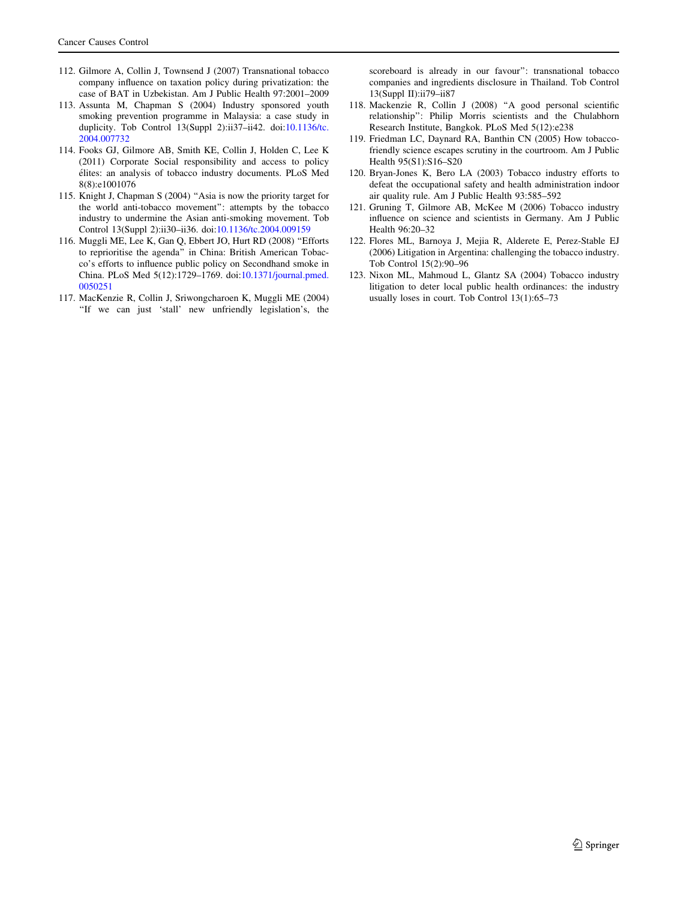112. Gilmore A, Collin J, Townsend J (2007) Transnational tobacco company influence on taxation policy during privatization: the case of BAT in Uzbekistan. Am J Public Health 97:2001–2009
113. Assunta M, Chapman S (2004) Industry sponsored youth smoking prevention programme in Malaysia: a case study in duplicity. Tob Control 13(Suppl 2):ii37–ii42. doi:10.1136/tc.2004.007732
114. Fooks GJ, Gilmore AB, Smith KE, Collin J, Holden C, Lee K (2011) Corporate Social responsibility and access to policy élites: an analysis of tobacco industry documents. PLoS Med 8(8):e1001076
115. Knight J, Chapman S (2004) "Asia is now the priority target for the world anti-tobacco movement": attempts by the tobacco industry to undermine the Asian anti-smoking movement. Tob Control 13(Suppl 2):ii30–ii36. doi:10.1136/tc.2004.009159
116. Muggli ME, Lee K, Gan Q, Ebbert JO, Hurt RD (2008) "Efforts to reprioritise the agenda" in China: British American Tobacco's efforts to influence public policy on Secondhand smoke in China. PLoS Med 5(12):1729–1769. doi:10.1371/journal.pmed.0050251
117. MacKenzie R, Collin J, Sriwongcharoen K, Muggli ME (2004) "If we can just 'stall' new unfriendly legislation's, the scoreboard is already in our favour": transnational tobacco companies and ingredients disclosure in Thailand. Tob Control 13(Suppl II):ii79–ii87
118. Mackenzie R, Collin J (2008) "A good personal scientific relationship": Philip Morris scientists and the Chulabhorn Research Institute, Bangkok. PLoS Med 5(12):e238
119. Friedman LC, Daynard RA, Banthin CN (2005) How tobacco-friendly science escapes scrutiny in the courtroom. Am J Public Health 95(S1):S16–S20
120. Bryan-Jones K, Bero LA (2003) Tobacco industry efforts to defeat the occupational safety and health administration indoor air quality rule. Am J Public Health 93:585–592
121. Gruning T, Gilmore AB, McKee M (2006) Tobacco industry influence on science and scientists in Germany. Am J Public Health 96:20–32
122. Flores ML, Barnoya J, Mejia R, Alderete E, Perez-Stable EJ (2006) Litigation in Argentina: challenging the tobacco industry. Tob Control 15(2):90–96
123. Nixon ML, Mahmoud L, Glantz SA (2004) Tobacco industry litigation to deter local public health ordinances: the industry usually loses in court. Tob Control 13(1):65–73